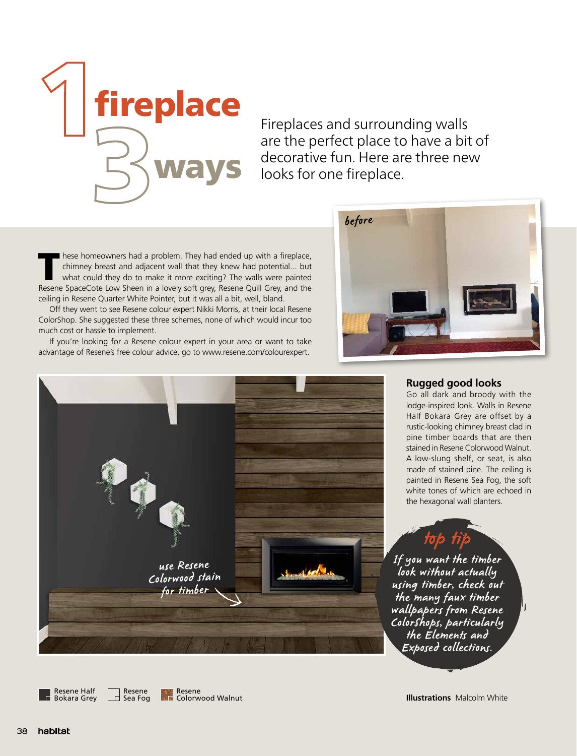# 1 fireplace 3 ways

Fireplaces and surrounding walls are the perfect place to have a bit of decorative fun. Here are three new looks for one fireplace.

These homeowners had a problem. They had ended up with a fireplace, chimney breast and adjacent wall that they knew had potential... but what could they do to make it more exciting? The walls were painted Resene SpaceCote Low Sheen in a lovely soft grey, Resene Quill Grey, and the ceiling in Resene Quarter White Pointer, but it was all a bit, well, bland.

Off they went to see Resene colour expert Nikki Morris, at their local Resene ColorShop. She suggested these three schemes, none of which would incur too much cost or hassle to implement.

If you're looking for a Resene colour expert in your area or want to take advantage of Resene's free colour advice, go to www.resene.com/colourexpert.

*before*

*use Resene Colorwood stain for timber*

## Rugged good looks

Go all dark and broody with the lodge-inspired look. Walls in Resene Half Bokara Grey are offset by a rustic-looking chimney breast clad in pine timber boards that are then stained in Resene Colorwood Walnut. A low-slung shelf, or seat, is also made of stained pine. The ceiling is painted in Resene Sea Fog, the soft white tones of which are echoed in the hexagonal wall planters.

**top tip**

*If you want the timber look without actually using timber, check out the many faux timber wallpapers from Resene ColorShops, particularly the Elements and Exposed collections.*

Resene Half Bokara Grey | Resene Sea Fog | Resene Colorwood Walnut

**Illustrations** Malcolm White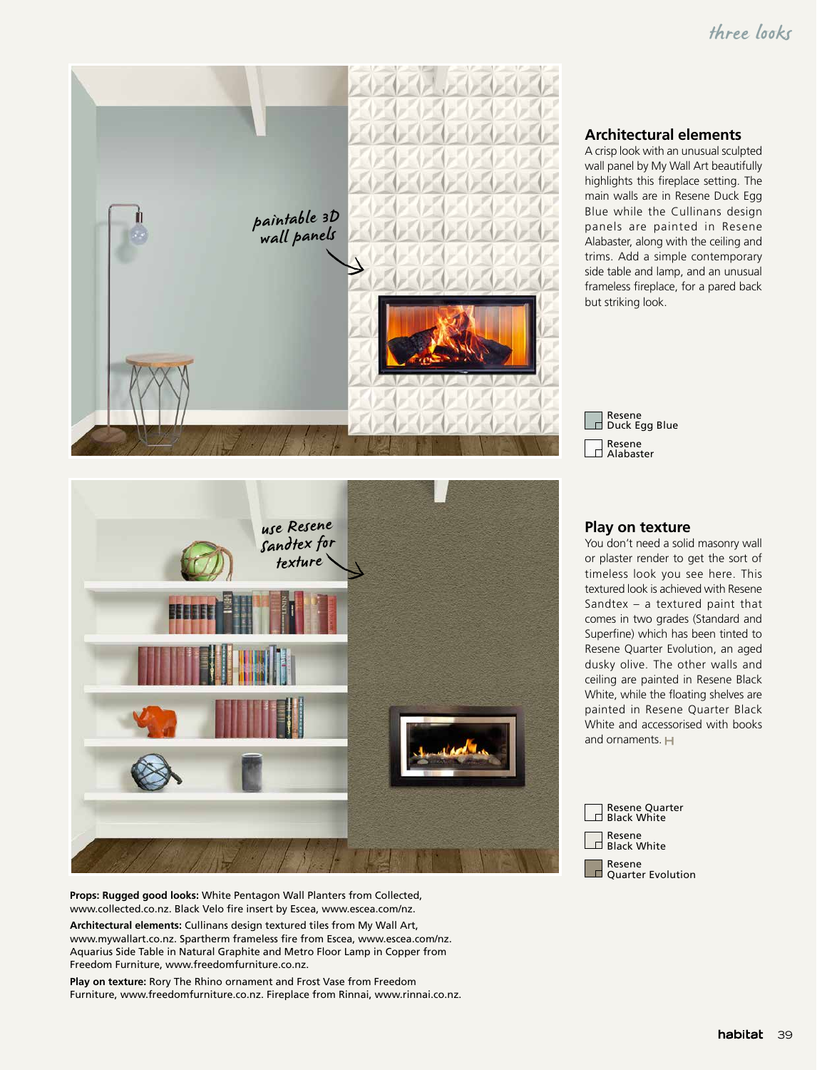## Architectural elements

A crisp look with an unusual sculpted wall panel by My Wall Art beautifully highlights this fireplace setting. The main walls are in Resene Duck Egg Blue while the Cullinans design panels are painted in Resene Alabaster, along with the ceiling and trims. Add a simple contemporary side table and lamp, and an unusual frameless fireplace, for a pared back but striking look.

paintable 3D wall panels

Resene Duck Egg Blue

Resene Alabaster

## Play on texture

You don't need a solid masonry wall or plaster render to get the sort of timeless look you see here. This textured look is achieved with Resene Sandtex – a textured paint that comes in two grades (Standard and Superfine) which has been tinted to Resene Quarter Evolution, an aged dusky olive. The other walls and ceiling are painted in Resene Black White, while the floating shelves are painted in Resene Quarter Black White and accessorised with books and ornaments.

use Resene Sandtex for texture

Resene Quarter Black White

Resene Black White

Resene Quarter Evolution

**Props: Rugged good looks:** White Pentagon Wall Planters from Collected, www.collected.co.nz. Black Velo fire insert by Escea, www.escea.com/nz.

**Architectural elements:** Cullinans design textured tiles from My Wall Art, www.mywallart.co.nz. Spartherm frameless fire from Escea, www.escea.com/nz. Aquarius Side Table in Natural Graphite and Metro Floor Lamp in Copper from Freedom Furniture, www.freedomfurniture.co.nz.

**Play on texture:** Rory The Rhino ornament and Frost Vase from Freedom Furniture, www.freedomfurniture.co.nz. Fireplace from Rinnai, www.rinnai.co.nz.